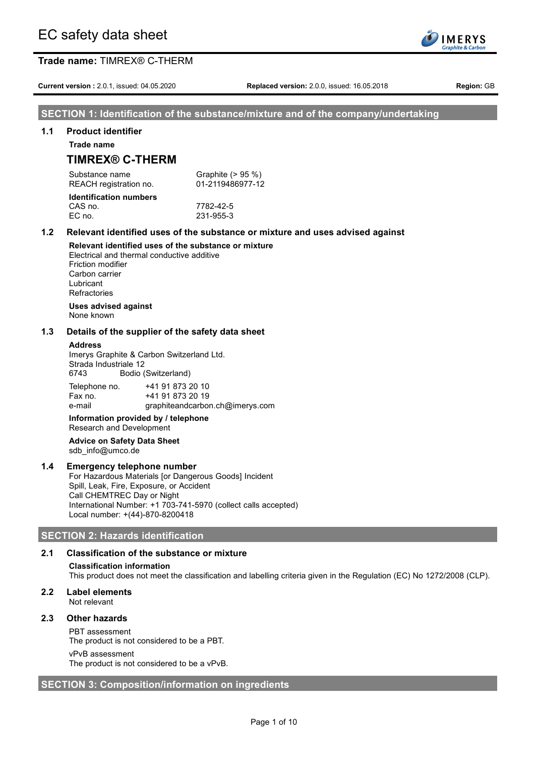# EC safety data sheet

**Trade name:** TIMREX® C-THERM

**Current version :** 2.0.1, issued: 04.05.2020 **Replaced version:** 2.0.0, issued: 16.05.2018 **Region:** GB

## SECTION 1: Identification of the substance/mixture and of the company/undertaking

### 1.1 Product identifier

**Trade name**

**TIMREX® C-THERM**

| | |
|---|---|
| Substance name | Graphite (> 95 %) |
| REACH registration no. | 01-2119486977-12 |

**Identification numbers**

| | |
|---|---|
| CAS no. | 7782-42-5 |
| EC no. | 231-955-3 |

### 1.2 Relevant identified uses of the substance or mixture and uses advised against

**Relevant identified uses of the substance or mixture**

Electrical and thermal conductive additive
Friction modifier
Carbon carrier
Lubricant
Refractories

**Uses advised against**

None known

### 1.3 Details of the supplier of the safety data sheet

**Address**

Imerys Graphite & Carbon Switzerland Ltd.
Strada Industriale 12
6743 Bodio (Switzerland)

| | |
|---|---|
| Telephone no. | +41 91 873 20 10 |
| Fax no. | +41 91 873 20 19 |
| e-mail | graphiteandcarbon.ch@imerys.com |

**Information provided by / telephone**

Research and Development

**Advice on Safety Data Sheet**

sdb_info@umco.de

### 1.4 Emergency telephone number

For Hazardous Materials [or Dangerous Goods] Incident
Spill, Leak, Fire, Exposure, or Accident
Call CHEMTREC Day or Night
International Number: +1 703-741-5970 (collect calls accepted)
Local number: +(44)-870-8200418

## SECTION 2: Hazards identification

### 2.1 Classification of the substance or mixture

**Classification information**

This product does not meet the classification and labelling criteria given in the Regulation (EC) No 1272/2008 (CLP).

### 2.2 Label elements

Not relevant

### 2.3 Other hazards

PBT assessment
The product is not considered to be a PBT.

vPvB assessment
The product is not considered to be a vPvB.

## SECTION 3: Composition/information on ingredients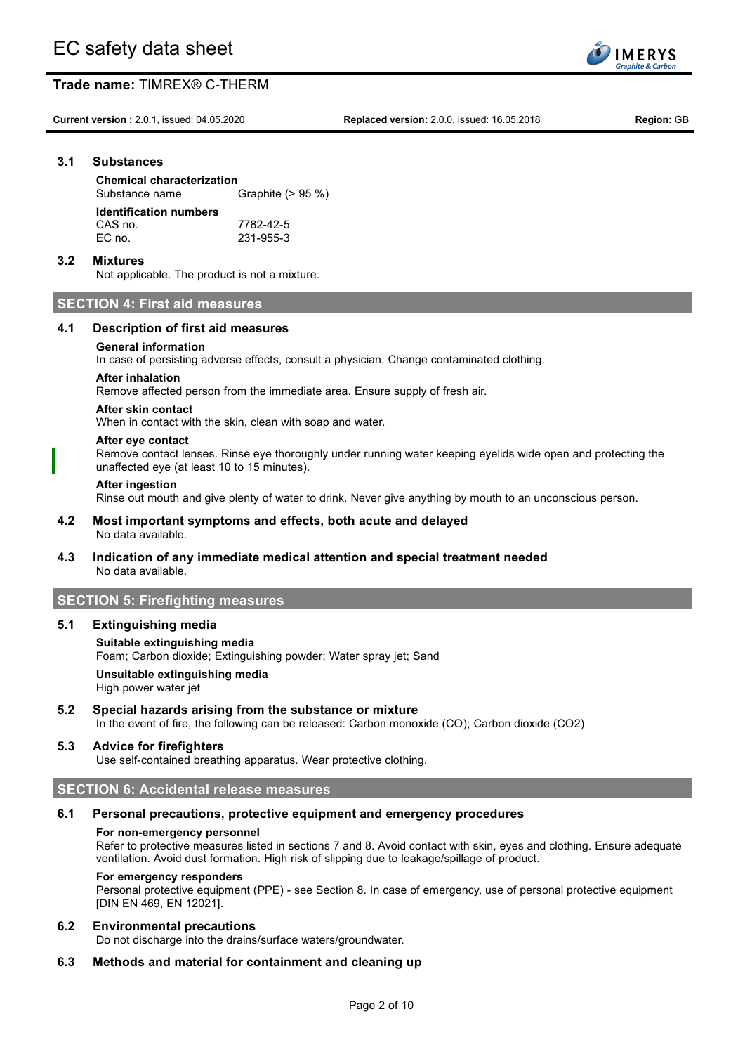### 3.1 Substances

**Chemical characterization**

| | |
|---|---|
| Substance name | Graphite (> 95 %) |

**Identification numbers**

| | |
|---|---|
| CAS no. | 7782-42-5 |
| EC no. | 231-955-3 |

### 3.2 Mixtures

Not applicable. The product is not a mixture.

## SECTION 4: First aid measures

### 4.1 Description of first aid measures

**General information**

In case of persisting adverse effects, consult a physician. Change contaminated clothing.

**After inhalation**

Remove affected person from the immediate area. Ensure supply of fresh air.

**After skin contact**

When in contact with the skin, clean with soap and water.

**After eye contact**

Remove contact lenses. Rinse eye thoroughly under running water keeping eyelids wide open and protecting the unaffected eye (at least 10 to 15 minutes).

**After ingestion**

Rinse out mouth and give plenty of water to drink. Never give anything by mouth to an unconscious person.

### 4.2 Most important symptoms and effects, both acute and delayed

No data available.

### 4.3 Indication of any immediate medical attention and special treatment needed

No data available.

## SECTION 5: Firefighting measures

### 5.1 Extinguishing media

**Suitable extinguishing media**

Foam; Carbon dioxide; Extinguishing powder; Water spray jet; Sand

**Unsuitable extinguishing media**

High power water jet

### 5.2 Special hazards arising from the substance or mixture

In the event of fire, the following can be released: Carbon monoxide (CO); Carbon dioxide ($CO_2$)

### 5.3 Advice for firefighters

Use self-contained breathing apparatus. Wear protective clothing.

## SECTION 6: Accidental release measures

### 6.1 Personal precautions, protective equipment and emergency procedures

**For non-emergency personnel**

Refer to protective measures listed in sections 7 and 8. Avoid contact with skin, eyes and clothing. Ensure adequate ventilation. Avoid dust formation. High risk of slipping due to leakage/spillage of product.

**For emergency responders**

Personal protective equipment (PPE) - see Section 8. In case of emergency, use of personal protective equipment [DIN EN 469, EN 12021].

### 6.2 Environmental precautions

Do not discharge into the drains/surface waters/groundwater.

### 6.3 Methods and material for containment and cleaning up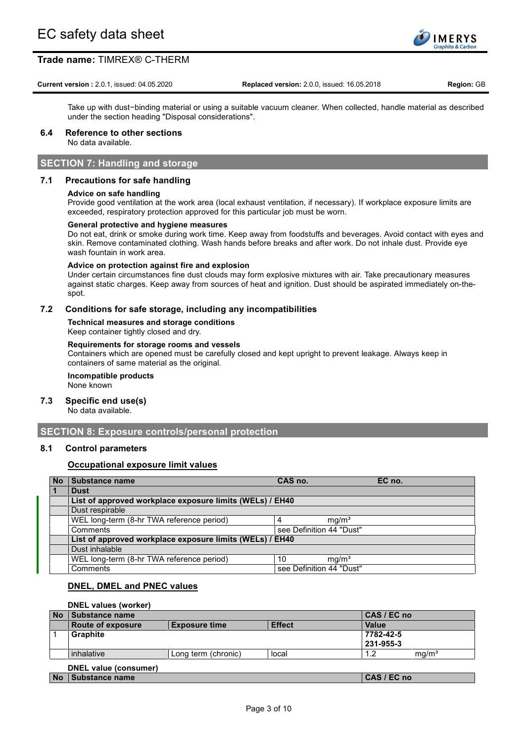Take up with dust−binding material or using a suitable vacuum cleaner. When collected, handle material as described under the section heading "Disposal considerations".

### 6.4 Reference to other sections

No data available.

## SECTION 7: Handling and storage

### 7.1 Precautions for safe handling

**Advice on safe handling**

Provide good ventilation at the work area (local exhaust ventilation, if necessary). If workplace exposure limits are exceeded, respiratory protection approved for this particular job must be worn.

**General protective and hygiene measures**

Do not eat, drink or smoke during work time. Keep away from foodstuffs and beverages. Avoid contact with eyes and skin. Remove contaminated clothing. Wash hands before breaks and after work. Do not inhale dust. Provide eye wash fountain in work area.

**Advice on protection against fire and explosion**

Under certain circumstances fine dust clouds may form explosive mixtures with air. Take precautionary measures against static charges. Keep away from sources of heat and ignition. Dust should be aspirated immediately on-the-spot.

### 7.2 Conditions for safe storage, including any incompatibilities

**Technical measures and storage conditions**

Keep container tightly closed and dry.

**Requirements for storage rooms and vessels**

Containers which are opened must be carefully closed and kept upright to prevent leakage. Always keep in containers of same material as the original.

**Incompatible products**

None known

### 7.3 Specific end use(s)

No data available.

## SECTION 8: Exposure controls/personal protection

### 8.1 Control parameters

**Occupational exposure limit values**

| No | Substance name | CAS no. | EC no. |
|---|---|---|---|
| 1 | **Dust** | | |
| | **List of approved workplace exposure limits (WELs) / EH40** | | |
| | Dust respirable | | |
| | WEL long-term (8-hr TWA reference period) | 4 mg/m³ | |
| | Comments | see Definition 44 "Dust" | |
| | **List of approved workplace exposure limits (WELs) / EH40** | | |
| | Dust inhalable | | |
| | WEL long-term (8-hr TWA reference period) | 10 mg/m³ | |
| | Comments | see Definition 44 "Dust" | |

**DNEL, DMEL and PNEC values**

**DNEL values (worker)**

| No | Substance name | | | CAS / EC no | |
|---|---|---|---|---|---|
| | **Route of exposure** | **Exposure time** | **Effect** | **Value** | |
| 1 | **Graphite** | | | **7782-42-5**<br>**231-955-3** | |
| | inhalative | Long term (chronic) | local | 1.2 | mg/m³ |

**DNEL value (consumer)**

| No | Substance name | CAS / EC no |
|---|---|---|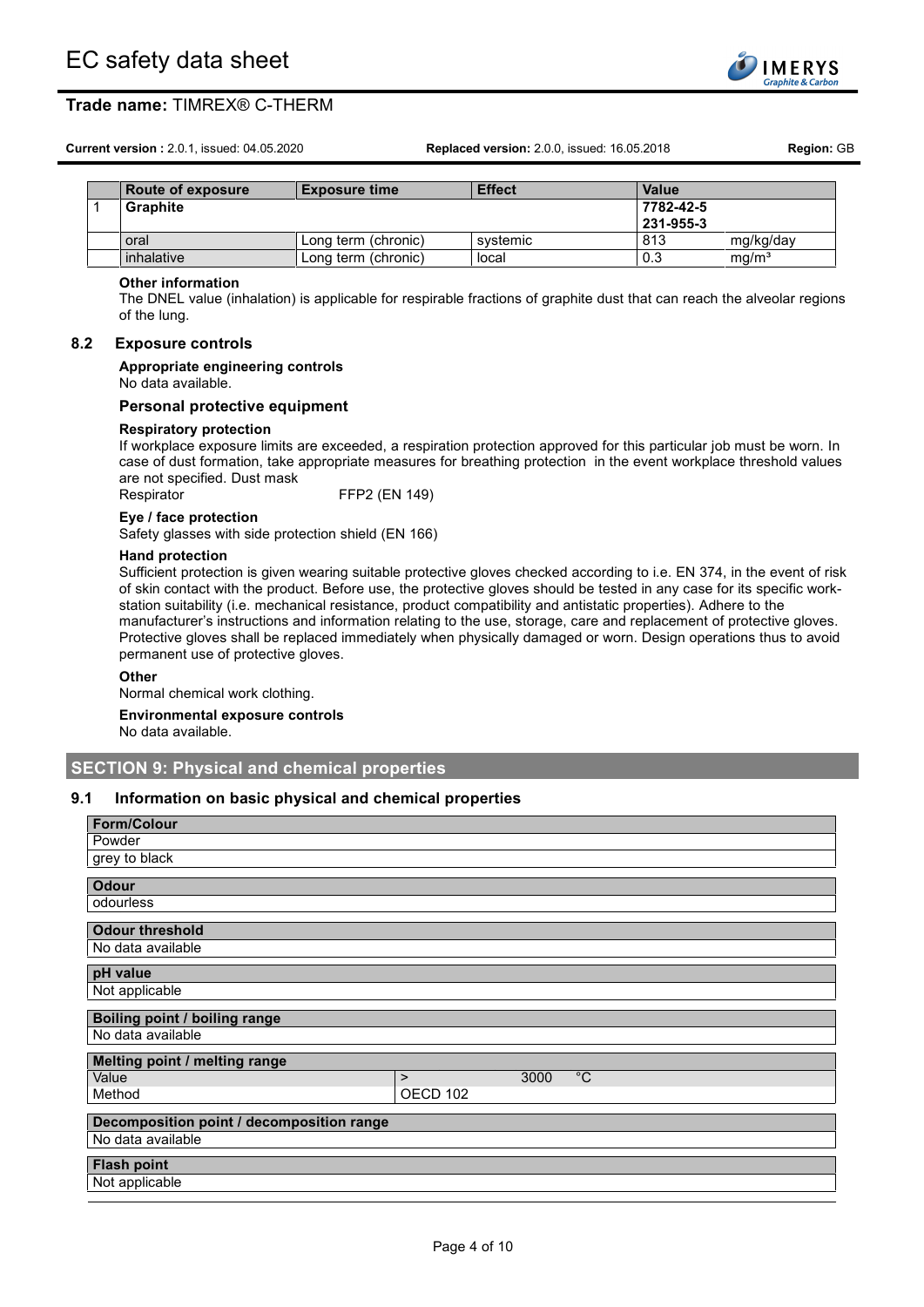| | Route of exposure | Exposure time | Effect | Value | |
|---|---|---|---|---|---|
| 1 | **Graphite** | | | **7782-42-5** **231-955-3** | |
| | oral | Long term (chronic) | systemic | 813 | mg/kg/day |
| | inhalative | Long term (chronic) | local | 0.3 | mg/m³ |

**Other information**

The DNEL value (inhalation) is applicable for respirable fractions of graphite dust that can reach the alveolar regions of the lung.

### 8.2 Exposure controls

**Appropriate engineering controls**

No data available.

**Personal protective equipment**

**Respiratory protection**

If workplace exposure limits are exceeded, a respiration protection approved for this particular job must be worn. In case of dust formation, take appropriate measures for breathing protection in the event workplace threshold values are not specified. Dust mask

Respirator FFP2 (EN 149)

**Eye / face protection**

Safety glasses with side protection shield (EN 166)

**Hand protection**

Sufficient protection is given wearing suitable protective gloves checked according to i.e. EN 374, in the event of risk of skin contact with the product. Before use, the protective gloves should be tested in any case for its specific work-station suitability (i.e. mechanical resistance, product compatibility and antistatic properties). Adhere to the manufacturer's instructions and information relating to the use, storage, care and replacement of protective gloves. Protective gloves shall be replaced immediately when physically damaged or worn. Design operations thus to avoid permanent use of protective gloves.

**Other**

Normal chemical work clothing.

**Environmental exposure controls**

No data available.

## SECTION 9: Physical and chemical properties

### 9.1 Information on basic physical and chemical properties

| Form/Colour |
|---|
| Powder |
| grey to black |

| Odour |
|---|
| odourless |

| Odour threshold |
|---|
| No data available |

| pH value |
|---|
| Not applicable |

| Boiling point / boiling range |
|---|
| No data available |

| Melting point / melting range | | | |
|---|---|---|---|
| Value | > | 3000 | °C |
| Method | OECD 102 | | |

| Decomposition point / decomposition range |
|---|
| No data available |

| Flash point |
|---|
| Not applicable |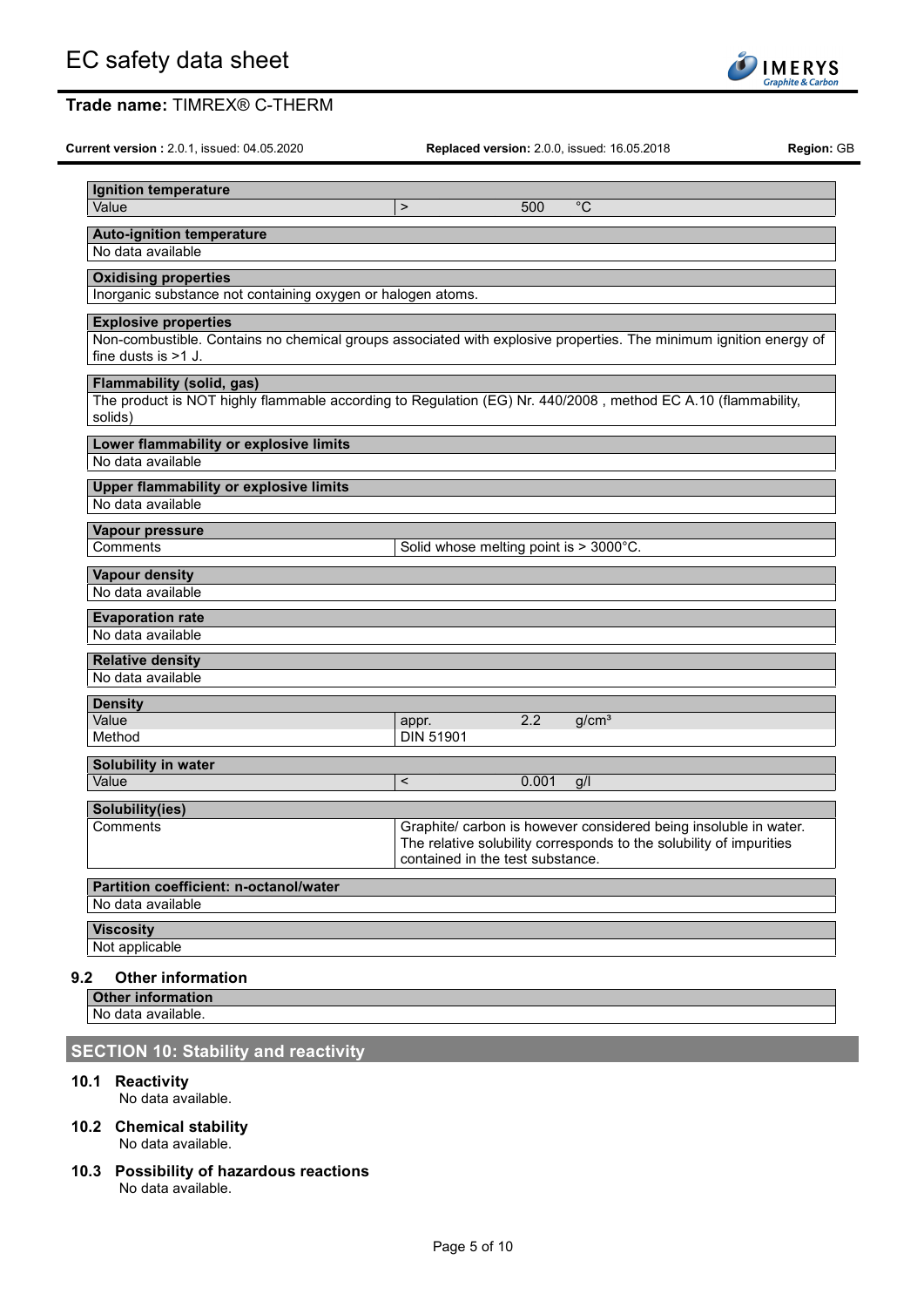**Ignition temperature**

| | | | |
|---|---|---|---|
| Value | > | 500 | °C |

**Auto-ignition temperature**

No data available

**Oxidising properties**

Inorganic substance not containing oxygen or halogen atoms.

**Explosive properties**

Non-combustible. Contains no chemical groups associated with explosive properties. The minimum ignition energy of fine dusts is >1 J.

**Flammability (solid, gas)**

The product is NOT highly flammable according to Regulation (EG) Nr. 440/2008 , method EC A.10 (flammability, solids)

**Lower flammability or explosive limits**

No data available

**Upper flammability or explosive limits**

No data available

**Vapour pressure**

| | |
|---|---|
| Comments | Solid whose melting point is > 3000°C. |

**Vapour density**

No data available

**Evaporation rate**

No data available

**Relative density**

No data available

**Density**

| | | | |
|---|---|---|---|
| Value | appr. | 2.2 | g/cm³ |
| Method | DIN 51901 | | |

**Solubility in water**

| | | | |
|---|---|---|---|
| Value | < | 0.001 | g/l |

**Solubility(ies)**

| | |
|---|---|
| Comments | Graphite/ carbon is however considered being insoluble in water. The relative solubility corresponds to the solubility of impurities contained in the test substance. |

**Partition coefficient: n-octanol/water**

No data available

**Viscosity**

Not applicable

### 9.2 Other information

**Other information**

No data available.

## SECTION 10: Stability and reactivity

### 10.1 Reactivity

No data available.

### 10.2 Chemical stability

No data available.

### 10.3 Possibility of hazardous reactions

No data available.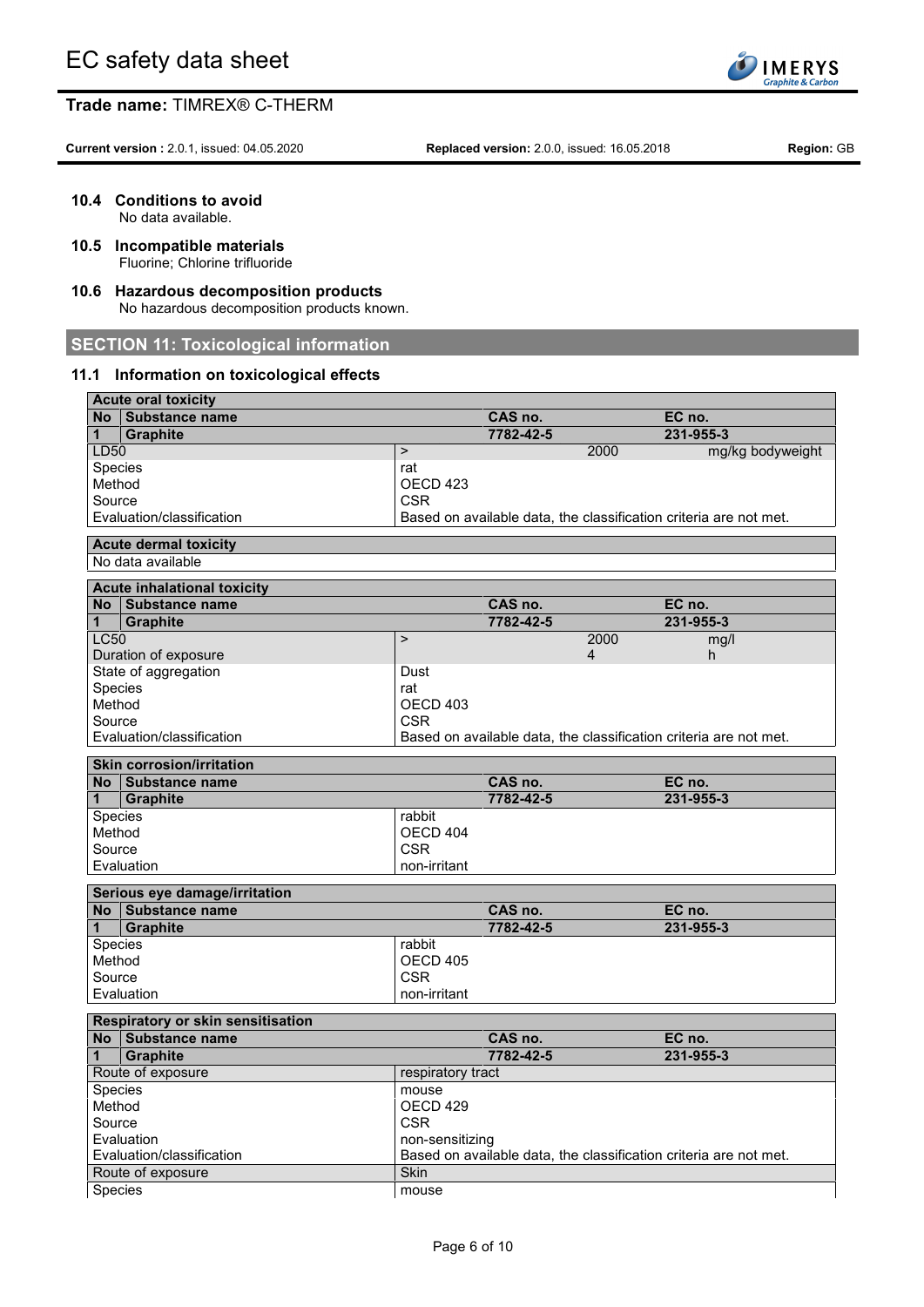### 10.4 Conditions to avoid

No data available.

### 10.5 Incompatible materials

Fluorine; Chlorine trifluoride

### 10.6 Hazardous decomposition products

No hazardous decomposition products known.

## SECTION 11: Toxicological information

### 11.1 Information on toxicological effects

| Acute oral toxicity | | | | |
|---|---|---|---|---|
| **No** | **Substance name** | **CAS no.** | | **EC no.** |
| **1** | **Graphite** | **7782-42-5** | | **231-955-3** |
| LD50 | | > | 2000 | mg/kg bodyweight |
| Species | | rat | | |
| Method | | OECD 423 | | |
| Source | | CSR | | |
| Evaluation/classification | | Based on available data, the classification criteria are not met. | | |

| Acute dermal toxicity |
|---|
| No data available |

| Acute inhalational toxicity | | | | |
|---|---|---|---|---|
| **No** | **Substance name** | **CAS no.** | | **EC no.** |
| **1** | **Graphite** | **7782-42-5** | | **231-955-3** |
| LC50 | | > | 2000 | mg/l |
| Duration of exposure | | | 4 | h |
| State of aggregation | | Dust | | |
| Species | | rat | | |
| Method | | OECD 403 | | |
| Source | | CSR | | |
| Evaluation/classification | | Based on available data, the classification criteria are not met. | | |

| Skin corrosion/irritation | | | |
|---|---|---|---|
| **No** | **Substance name** | **CAS no.** | **EC no.** |
| **1** | **Graphite** | **7782-42-5** | **231-955-3** |
| Species | | rabbit | |
| Method | | OECD 404 | |
| Source | | CSR | |
| Evaluation | | non-irritant | |

| Serious eye damage/irritation | | | |
|---|---|---|---|
| **No** | **Substance name** | **CAS no.** | **EC no.** |
| **1** | **Graphite** | **7782-42-5** | **231-955-3** |
| Species | | rabbit | |
| Method | | OECD 405 | |
| Source | | CSR | |
| Evaluation | | non-irritant | |

| Respiratory or skin sensitisation | | | |
|---|---|---|---|
| **No** | **Substance name** | **CAS no.** | **EC no.** |
| **1** | **Graphite** | **7782-42-5** | **231-955-3** |
| Route of exposure | | respiratory tract | |
| Species | | mouse | |
| Method | | OECD 429 | |
| Source | | CSR | |
| Evaluation | | non-sensitizing | |
| Evaluation/classification | | Based on available data, the classification criteria are not met. | |
| Route of exposure | | Skin | |
| Species | | mouse | |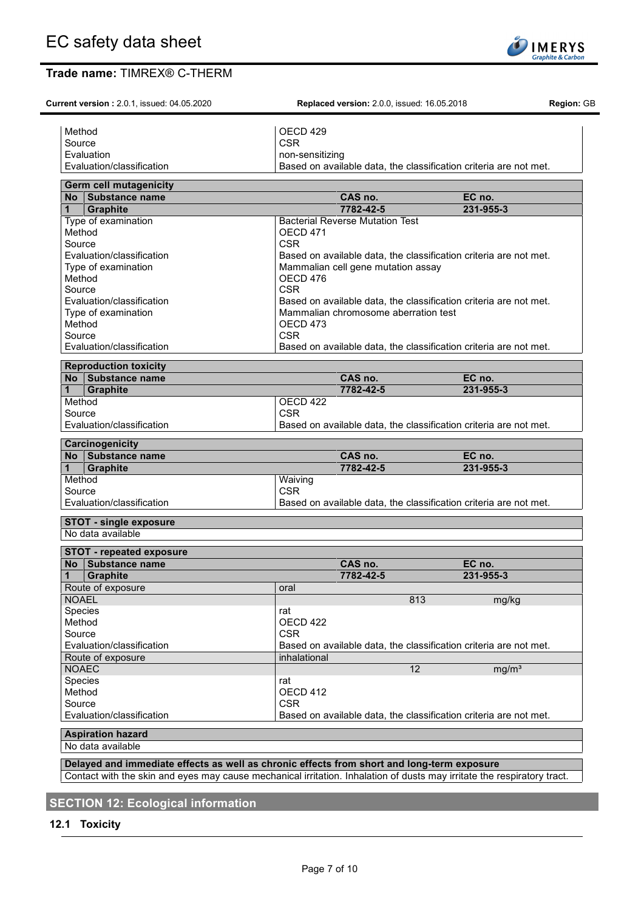| | |
|---|---|
| Method | OECD 429 |
| Source | CSR |
| Evaluation | non-sensitizing |
| Evaluation/classification | Based on available data, the classification criteria are not met. |

**Germ cell mutagenicity**

| No | Substance name | CAS no. | EC no. |
|---|---|---|---|
| 1 | **Graphite** | **7782-42-5** | **231-955-3** |
| Type of examination | | Bacterial Reverse Mutation Test | |
| Method | | OECD 471 | |
| Source | | CSR | |
| Evaluation/classification | | Based on available data, the classification criteria are not met. | |
| Type of examination | | Mammalian cell gene mutation assay | |
| Method | | OECD 476 | |
| Source | | CSR | |
| Evaluation/classification | | Based on available data, the classification criteria are not met. | |
| Type of examination | | Mammalian chromosome aberration test | |
| Method | | OECD 473 | |
| Source | | CSR | |
| Evaluation/classification | | Based on available data, the classification criteria are not met. | |

**Reproduction toxicity**

| No | Substance name | CAS no. | EC no. |
|---|---|---|---|
| 1 | **Graphite** | **7782-42-5** | **231-955-3** |
| Method | | OECD 422 | |
| Source | | CSR | |
| Evaluation/classification | | Based on available data, the classification criteria are not met. | |

**Carcinogenicity**

| No | Substance name | CAS no. | EC no. |
|---|---|---|---|
| 1 | **Graphite** | **7782-42-5** | **231-955-3** |
| Method | | Waiving | |
| Source | | CSR | |
| Evaluation/classification | | Based on available data, the classification criteria are not met. | |

**STOT - single exposure**

No data available

**STOT - repeated exposure**

| No | Substance name | CAS no. | EC no. |
|---|---|---|---|
| 1 | **Graphite** | **7782-42-5** | **231-955-3** |
| Route of exposure | | oral | |
| NOAEL | | 813 | mg/kg |
| Species | | rat | |
| Method | | OECD 422 | |
| Source | | CSR | |
| Evaluation/classification | | Based on available data, the classification criteria are not met. | |
| Route of exposure | | inhalational | |
| NOAEC | | 12 | mg/m³ |
| Species | | rat | |
| Method | | OECD 412 | |
| Source | | CSR | |
| Evaluation/classification | | Based on available data, the classification criteria are not met. | |

**Aspiration hazard**

No data available

**Delayed and immediate effects as well as chronic effects from short and long-term exposure**

Contact with the skin and eyes may cause mechanical irritation. Inhalation of dusts may irritate the respiratory tract.

## SECTION 12: Ecological information

### 12.1 Toxicity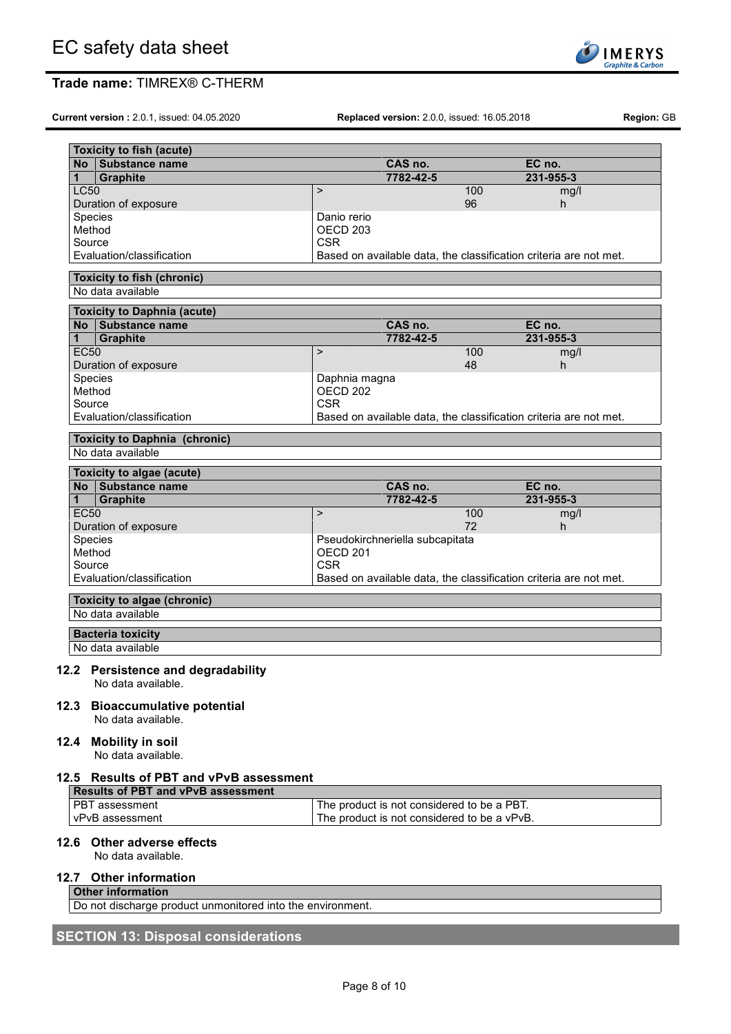| Toxicity to fish (acute) | | | | |
|---|---|---|---|---|
| **No** | **Substance name** | **CAS no.** | | **EC no.** |
| **1** | **Graphite** | **7782-42-5** | | **231-955-3** |
| LC50 | | > | 100 | mg/l |
| Duration of exposure | | | 96 | h |
| Species | | Danio rerio | | |
| Method | | OECD 203 | | |
| Source | | CSR | | |
| Evaluation/classification | | Based on available data, the classification criteria are not met. | | |

| Toxicity to fish (chronic) |
|---|
| No data available |

| Toxicity to Daphnia (acute) | | | | |
|---|---|---|---|---|
| **No** | **Substance name** | **CAS no.** | | **EC no.** |
| **1** | **Graphite** | **7782-42-5** | | **231-955-3** |
| EC50 | | > | 100 | mg/l |
| Duration of exposure | | | 48 | h |
| Species | | Daphnia magna | | |
| Method | | OECD 202 | | |
| Source | | CSR | | |
| Evaluation/classification | | Based on available data, the classification criteria are not met. | | |

| Toxicity to Daphnia (chronic) |
|---|
| No data available |

| Toxicity to algae (acute) | | | | |
|---|---|---|---|---|
| **No** | **Substance name** | **CAS no.** | | **EC no.** |
| **1** | **Graphite** | **7782-42-5** | | **231-955-3** |
| EC50 | | > | 100 | mg/l |
| Duration of exposure | | | 72 | h |
| Species | | Pseudokirchneriella subcapitata | | |
| Method | | OECD 201 | | |
| Source | | CSR | | |
| Evaluation/classification | | Based on available data, the classification criteria are not met. | | |

| Toxicity to algae (chronic) |
|---|
| No data available |

| Bacteria toxicity |
|---|
| No data available |

### 12.2 Persistence and degradability

No data available.

### 12.3 Bioaccumulative potential

No data available.

### 12.4 Mobility in soil

No data available.

### 12.5 Results of PBT and vPvB assessment

| Results of PBT and vPvB assessment | |
|---|---|
| PBT assessment | The product is not considered to be a PBT. |
| vPvB assessment | The product is not considered to be a vPvB. |

### 12.6 Other adverse effects

No data available.

### 12.7 Other information

| Other information |
|---|
| Do not discharge product unmonitored into the environment. |

## SECTION 13: Disposal considerations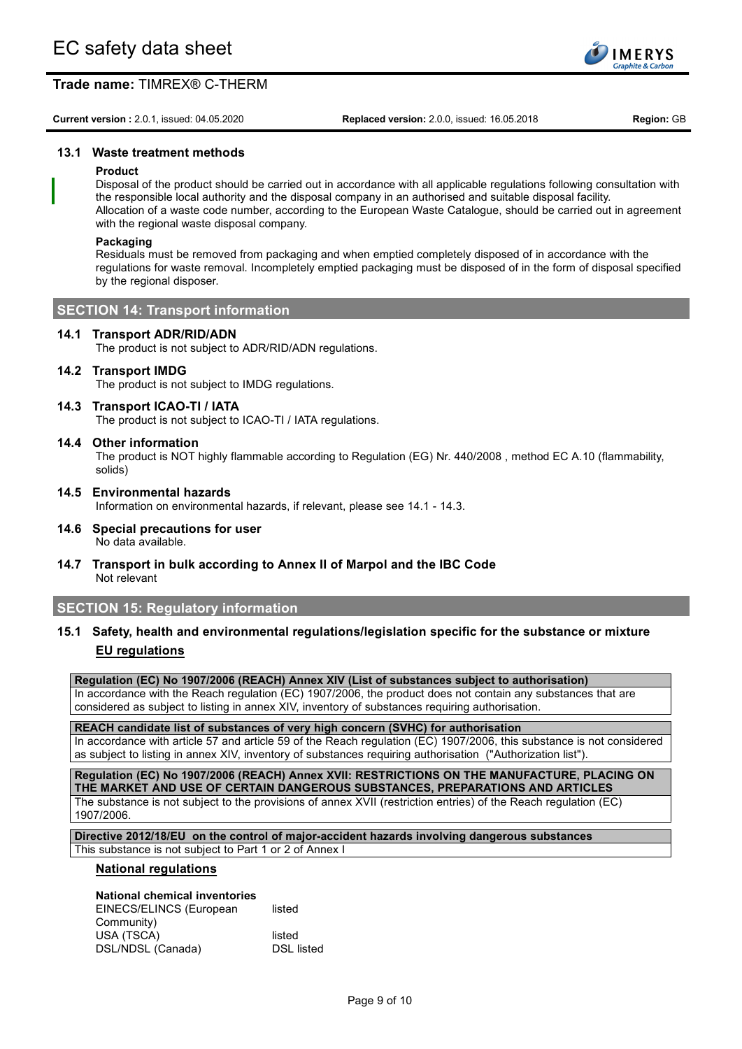### 13.1 Waste treatment methods

**Product**

Disposal of the product should be carried out in accordance with all applicable regulations following consultation with the responsible local authority and the disposal company in an authorised and suitable disposal facility.
Allocation of a waste code number, according to the European Waste Catalogue, should be carried out in agreement with the regional waste disposal company.

**Packaging**

Residuals must be removed from packaging and when emptied completely disposed of in accordance with the regulations for waste removal. Incompletely emptied packaging must be disposed of in the form of disposal specified by the regional disposer.

## SECTION 14: Transport information

### 14.1 Transport ADR/RID/ADN

The product is not subject to ADR/RID/ADN regulations.

### 14.2 Transport IMDG

The product is not subject to IMDG regulations.

### 14.3 Transport ICAO-TI / IATA

The product is not subject to ICAO-TI / IATA regulations.

### 14.4 Other information

The product is NOT highly flammable according to Regulation (EG) Nr. 440/2008 , method EC A.10 (flammability, solids)

### 14.5 Environmental hazards

Information on environmental hazards, if relevant, please see 14.1 - 14.3.

### 14.6 Special precautions for user

No data available.

### 14.7 Transport in bulk according to Annex II of Marpol and the IBC Code

Not relevant

## SECTION 15: Regulatory information

### 15.1 Safety, health and environmental regulations/legislation specific for the substance or mixture

**EU regulations**

| **Regulation (EC) No 1907/2006 (REACH) Annex XIV (List of substances subject to authorisation)** |
|---|
| In accordance with the Reach regulation (EC) 1907/2006, the product does not contain any substances that are considered as subject to listing in annex XIV, inventory of substances requiring authorisation. |

| **REACH candidate list of substances of very high concern (SVHC) for authorisation** |
|---|
| In accordance with article 57 and article 59 of the Reach regulation (EC) 1907/2006, this substance is not considered as subject to listing in annex XIV, inventory of substances requiring authorisation ("Authorization list"). |

| **Regulation (EC) No 1907/2006 (REACH) Annex XVII: RESTRICTIONS ON THE MANUFACTURE, PLACING ON THE MARKET AND USE OF CERTAIN DANGEROUS SUBSTANCES, PREPARATIONS AND ARTICLES** |
|---|
| The substance is not subject to the provisions of annex XVII (restriction entries) of the Reach regulation (EC) 1907/2006. |

| **Directive 2012/18/EU on the control of major-accident hazards involving dangerous substances** |
|---|
| This substance is not subject to Part 1 or 2 of Annex I |

**National regulations**

**National chemical inventories**

| | |
|---|---|
| EINECS/ELINCS (European Community) | listed |
| USA (TSCA) | listed |
| DSL/NDSL (Canada) | DSL listed |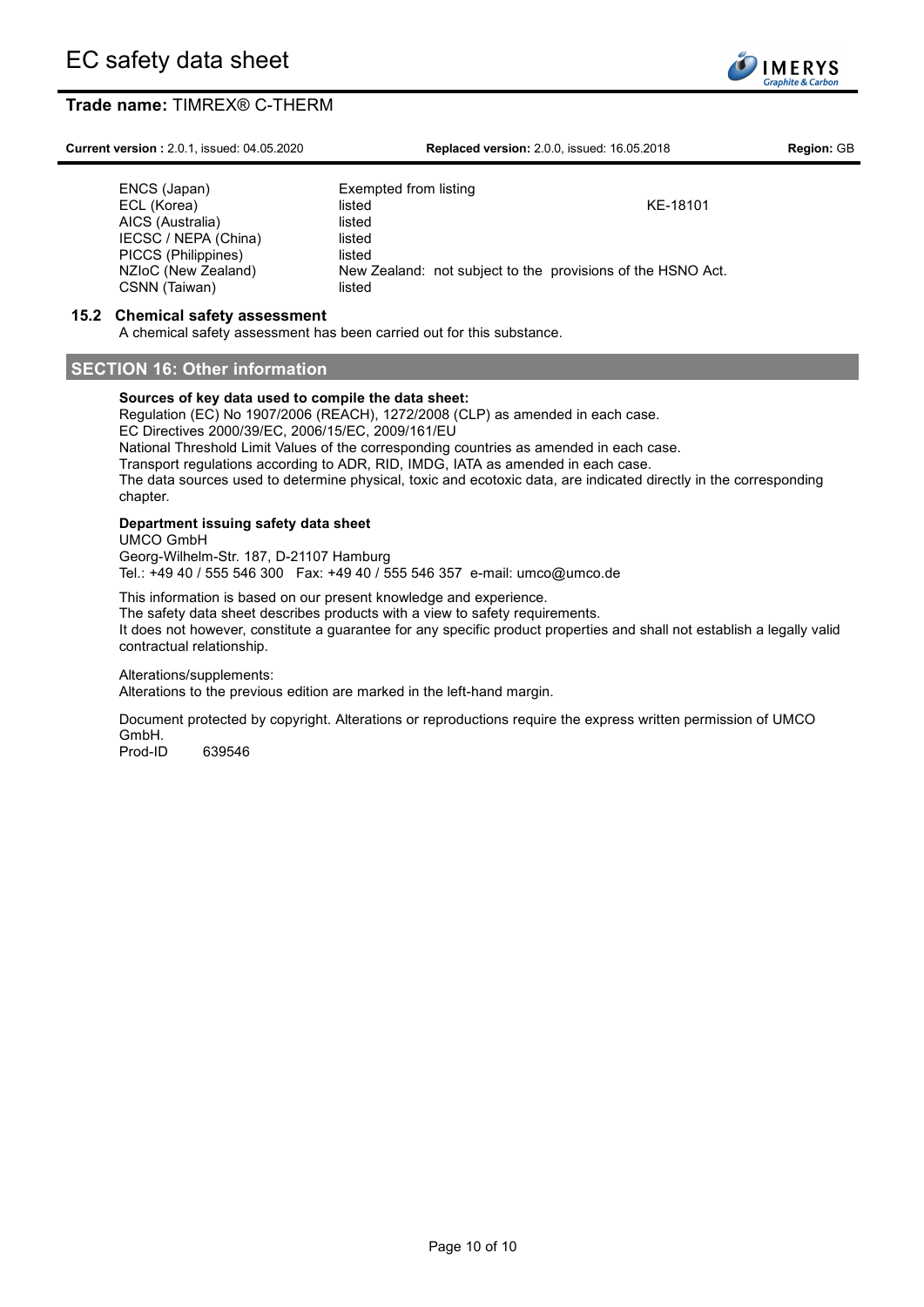| | | |
|---|---|---|
| ENCS (Japan) | Exempted from listing | |
| ECL (Korea) | listed | KE-18101 |
| AICS (Australia) | listed | |
| IECSC / NEPA (China) | listed | |
| PICCS (Philippines) | listed | |
| NZIoC (New Zealand) | New Zealand: not subject to the provisions of the HSNO Act. | |
| CSNN (Taiwan) | listed | |

### 15.2 Chemical safety assessment

A chemical safety assessment has been carried out for this substance.

## SECTION 16: Other information

**Sources of key data used to compile the data sheet:**

Regulation (EC) No 1907/2006 (REACH), 1272/2008 (CLP) as amended in each case.
EC Directives 2000/39/EC, 2006/15/EC, 2009/161/EU
National Threshold Limit Values of the corresponding countries as amended in each case.
Transport regulations according to ADR, RID, IMDG, IATA as amended in each case.
The data sources used to determine physical, toxic and ecotoxic data, are indicated directly in the corresponding chapter.

**Department issuing safety data sheet**

UMCO GmbH
Georg-Wilhelm-Str. 187, D-21107 Hamburg
Tel.: +49 40 / 555 546 300 Fax: +49 40 / 555 546 357 e-mail: umco@umco.de

This information is based on our present knowledge and experience.
The safety data sheet describes products with a view to safety requirements.
It does not however, constitute a guarantee for any specific product properties and shall not establish a legally valid contractual relationship.

Alterations/supplements:
Alterations to the previous edition are marked in the left-hand margin.

Document protected by copyright. Alterations or reproductions require the express written permission of UMCO GmbH.
Prod-ID 639546